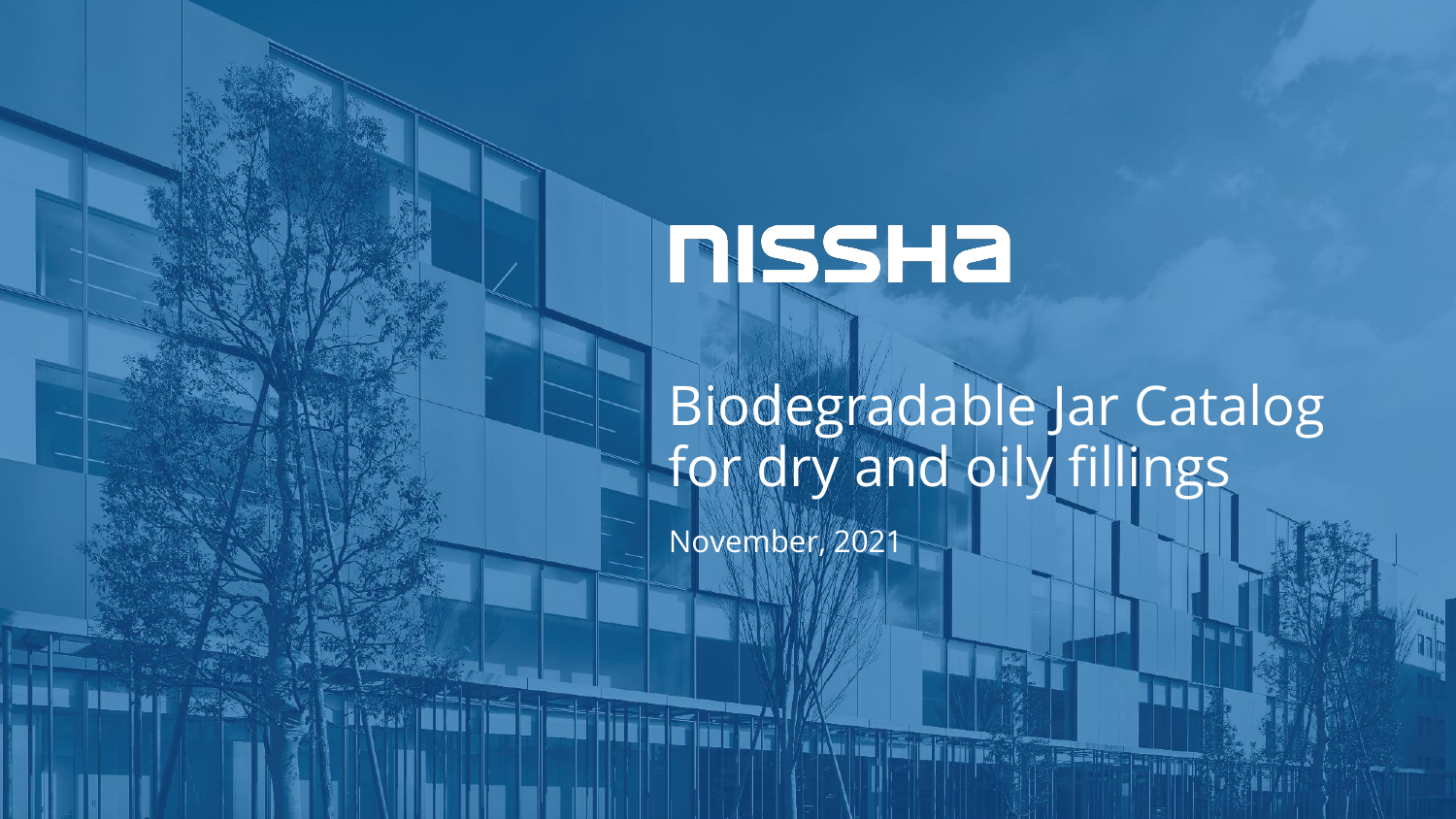NISSHA

# Biodegradable Jar Catalog for dry and oily fillings

November, 2021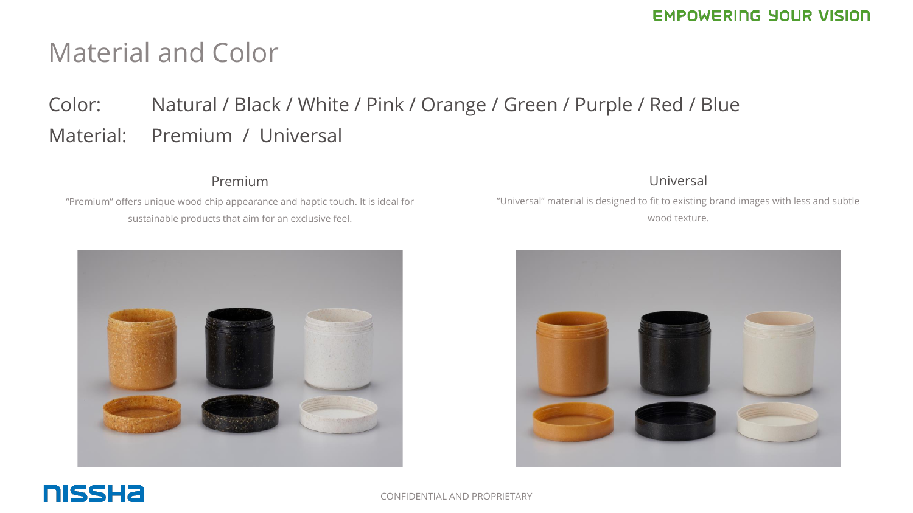# Material and Color

Color: Natural / Black / White / Pink / Orange / Green / Purple / Red / Blue

Material: Premium / Universal

## Premium

"Premium" offers unique wood chip appearance and haptic touch. It is ideal for sustainable products that aim for an exclusive feel.

## Universal

"Universal" material is designed to fit to existing brand images with less and subtle wood texture.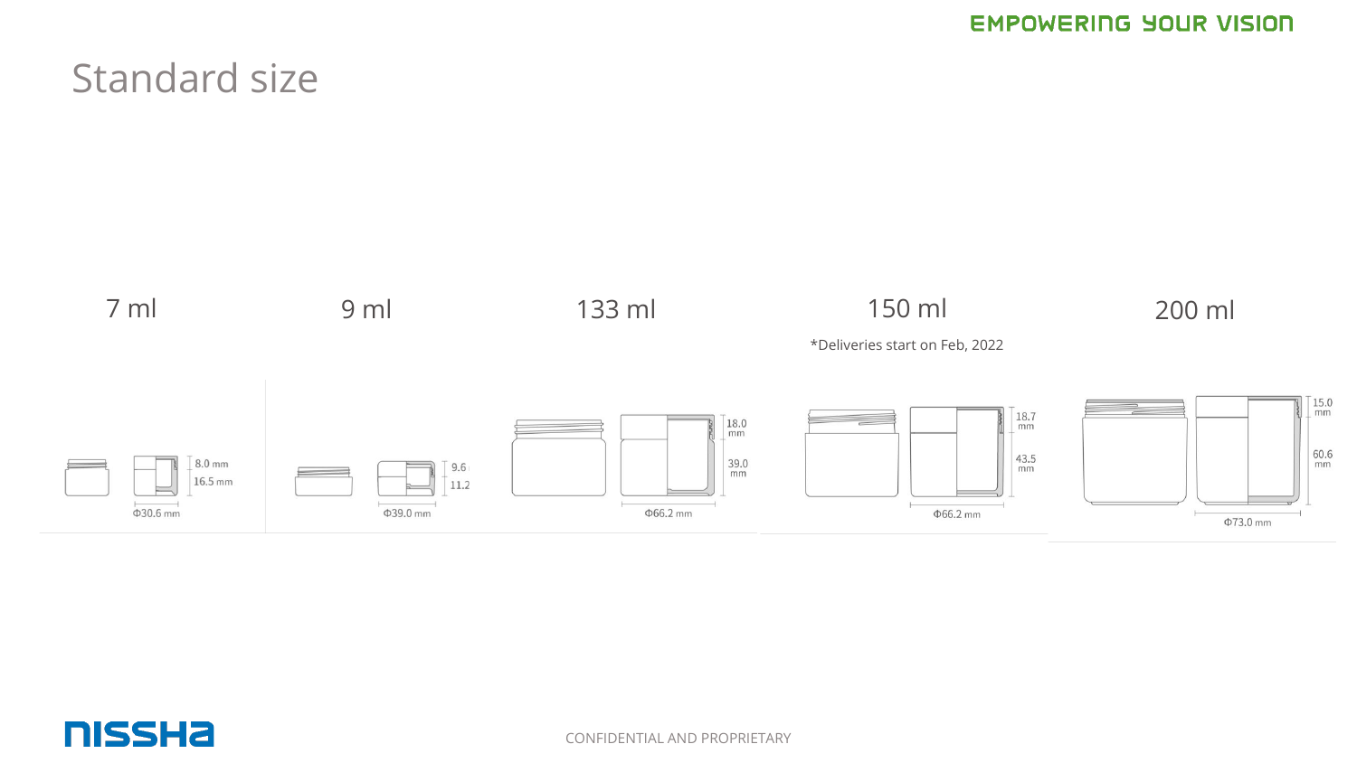# Standard size

| 7 ml | 9 ml | 133 ml | 150 ml | 200 ml |
| --- | --- | --- | --- | --- |
| | | | *Deliveries start on Feb, 2022 | |
| 8.0 mm | 9.6 | 18.0 mm | 18.7 mm | 15.0 mm |
| 16.5 mm | 11.2 | 39.0 mm | 43.5 mm | 60.6 mm |
| Φ30.6 mm | Φ39.0 mm | Φ66.2 mm | Φ66.2 mm | Φ73.0 mm |

CONFIDENTIAL AND PROPRIETARY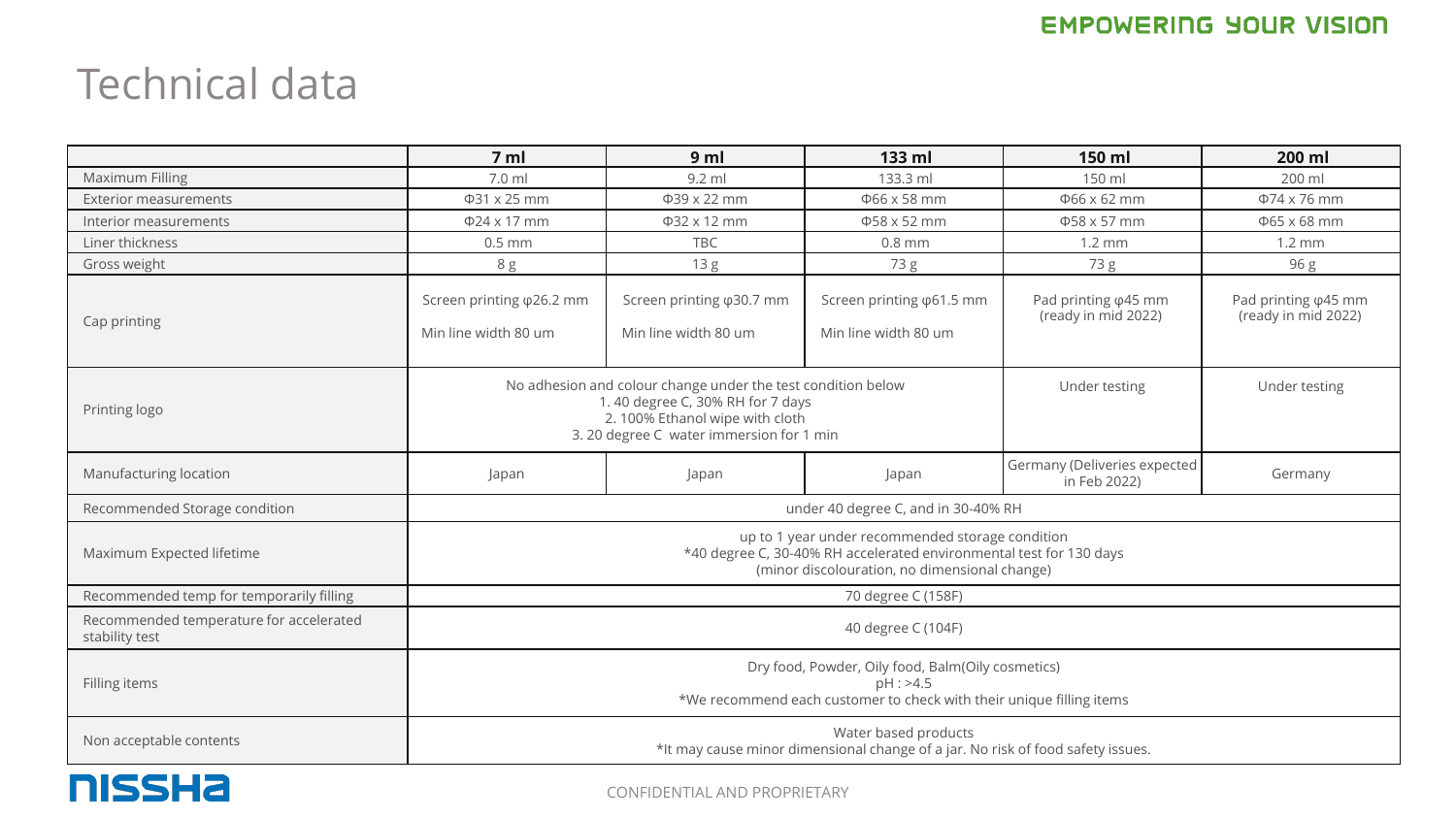# Technical data

| | 7 ml | 9 ml | 133 ml | 150 ml | 200 ml |
|---|---|---|---|---|---|
| Maximum Filling | 7.0 ml | 9.2 ml | 133.3 ml | 150 ml | 200 ml |
| Exterior measurements | Φ31 x 25 mm | Φ39 x 22 mm | Φ66 x 58 mm | Φ66 x 62 mm | Φ74 x 76 mm |
| Interior measurements | Φ24 x 17 mm | Φ32 x 12 mm | Φ58 x 52 mm | Φ58 x 57 mm | Φ65 x 68 mm |
| Liner thickness | 0.5 mm | TBC | 0.8 mm | 1.2 mm | 1.2 mm |
| Gross weight | 8 g | 13 g | 73 g | 73 g | 96 g |
| Cap printing | Screen printing φ26.2 mm<br><br>Min line width 80 um | Screen printing φ30.7 mm<br><br>Min line width 80 um | Screen printing φ61.5 mm<br><br>Min line width 80 um | Pad printing φ45 mm (ready in mid 2022) | Pad printing φ45 mm (ready in mid 2022) |
| Printing logo | No adhesion and colour change under the test condition below<br>1. 40 degree C, 30% RH for 7 days<br>2. 100% Ethanol wipe with cloth<br>3. 20 degree C water immersion for 1 min | | | Under testing | Under testing |
| Manufacturing location | Japan | Japan | Japan | Germany (Deliveries expected in Feb 2022) | Germany |
| Recommended Storage condition | under 40 degree C, and in 30-40% RH | | | | |
| Maximum Expected lifetime | up to 1 year under recommended storage condition<br>*40 degree C, 30-40% RH accelerated environmental test for 130 days<br>(minor discolouration, no dimensional change) | | | | |
| Recommended temp for temporarily filling | 70 degree C (158F) | | | | |
| Recommended temperature for accelerated stability test | 40 degree C (104F) | | | | |
| Filling items | Dry food, Powder, Oily food, Balm(Oily cosmetics)<br>pH : >4.5<br>*We recommend each customer to check with their unique filling items | | | | |
| Non acceptable contents | Water based products<br>*It may cause minor dimensional change of a jar. No risk of food safety issues. | | | | |

CONFIDENTIAL AND PROPRIETARY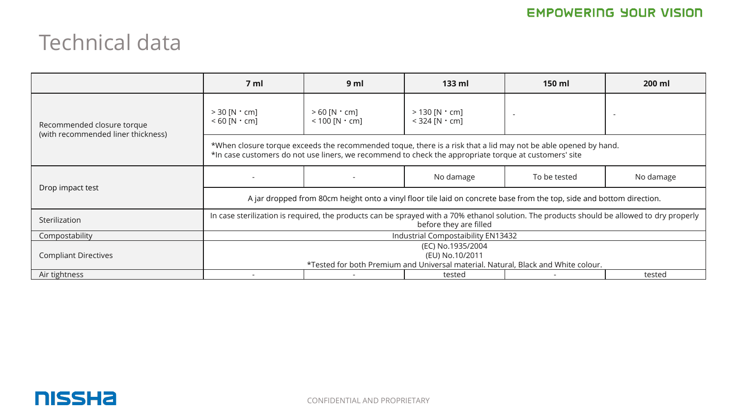# Technical data

| | 7 ml | 9 ml | 133 ml | 150 ml | 200 ml |
|---|---|---|---|---|---|
| Recommended closure torque (with recommended liner thickness) | > 30 [N・cm]<br>< 60 [N・cm] | > 60 [N・cm]<br>< 100 [N・cm] | > 130 [N・cm]<br>< 324 [N・cm] | - | - |
| | *When closure torque exceeds the recommended toque, there is a risk that a lid may not be able opened by hand.<br>*In case customers do not use liners, we recommend to check the appropriate torque at customers' site | | | | |
| Drop impact test | - | - | No damage | To be tested | No damage |
| | A jar dropped from 80cm height onto a vinyl floor tile laid on concrete base from the top, side and bottom direction. | | | | |
| Sterilization | In case sterilization is required, the products can be sprayed with a 70% ethanol solution. The products should be allowed to dry properly before they are filled | | | | |
| Compostability | Industrial Compostaibility EN13432 | | | | |
| Compliant Directives | (EC) No.1935/2004<br>(EU) No.10/2011<br>*Tested for both Premium and Universal material. Natural, Black and White colour. | | | | |
| Air tightness | - | - | tested | - | tested |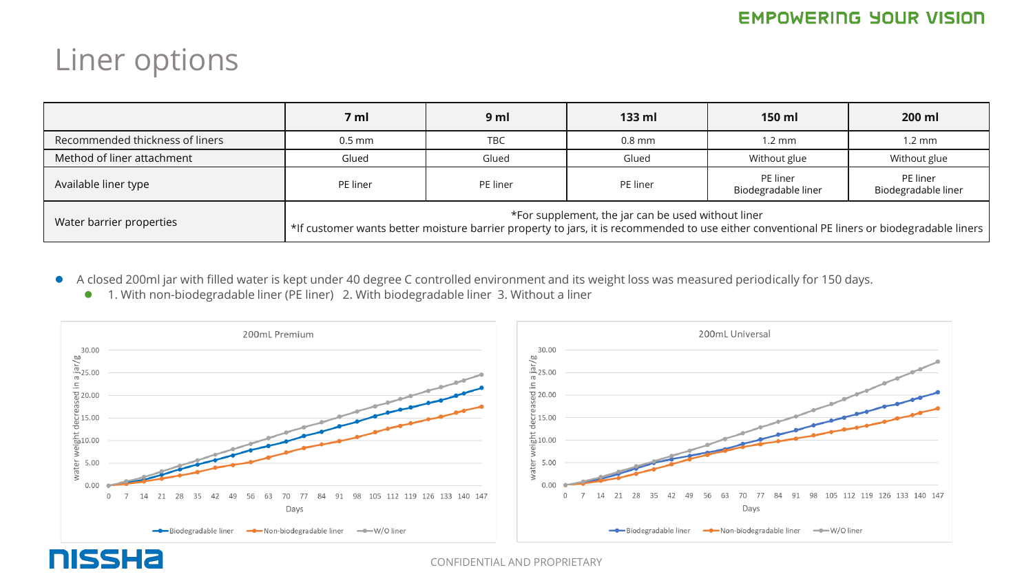# Liner options

| | 7 ml | 9 ml | 133 ml | 150 ml | 200 ml |
|---|---|---|---|---|---|
| Recommended thickness of liners | 0.5 mm | TBC | 0.8 mm | 1.2 mm | 1.2 mm |
| Method of liner attachment | Glued | Glued | Glued | Without glue | Without glue |
| Available liner type | PE liner | PE liner | PE liner | PE liner<br>Biodegradable liner | PE liner<br>Biodegradable liner |
| Water barrier properties | *For supplement, the jar can be used without liner<br>*If customer wants better moisture barrier property to jars, it is recommended to use either conventional PE liners or biodegradable liners | | | | |

- A closed 200ml jar with filled water is kept under 40 degree C controlled environment and its weight loss was measured periodically for 150 days.
  - 1. With non-biodegradable liner (PE liner) 2. With biodegradable liner 3. Without a liner

200mL Premium

200mL Universal

Axis labels: water weight decreased in a jar/g (0.00–30.00); Days (0–147)

Legend: Biodegradable liner, Non-biodegradable liner, W/O liner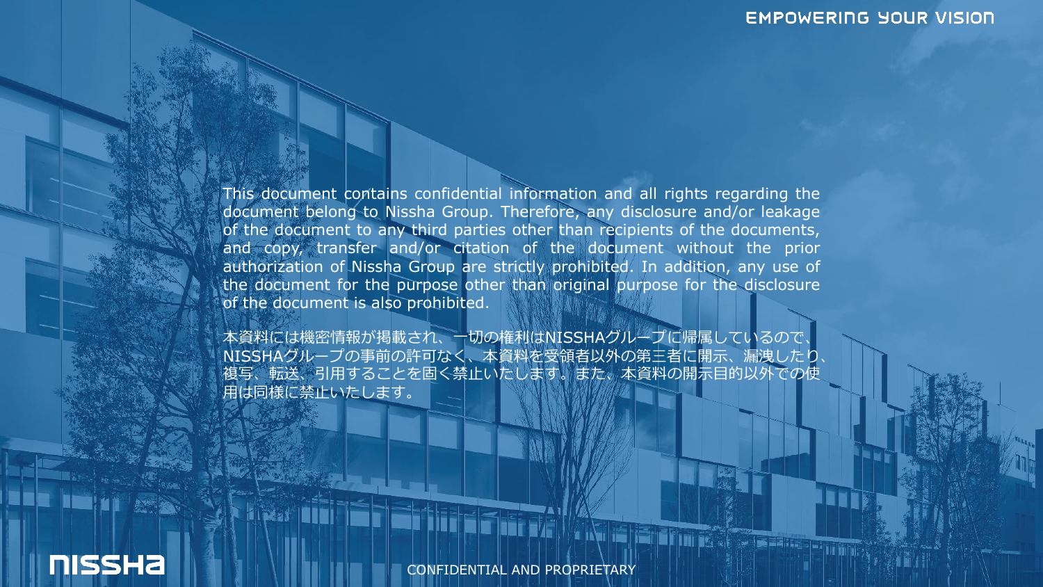EMPOWERING YOUR VISION

This document contains confidential information and all rights regarding the document belong to Nissha Group. Therefore, any disclosure and/or leakage of the document to any third parties other than recipients of the documents, and copy, transfer and/or citation of the document without the prior authorization of Nissha Group are strictly prohibited. In addition, any use of the document for the purpose other than original purpose for the disclosure of the document is also prohibited.

本資料には機密情報が掲載され、一切の権利はNISSHAグループに帰属しているので、NISSHAグループの事前の許可なく、本資料を受領者以外の第三者に開示、漏洩したり、複写、転送、引用することを固く禁止いたします。また、本資料の開示目的以外での使用は同様に禁止いたします。

NISSHA

CONFIDENTIAL AND PROPRIETARY